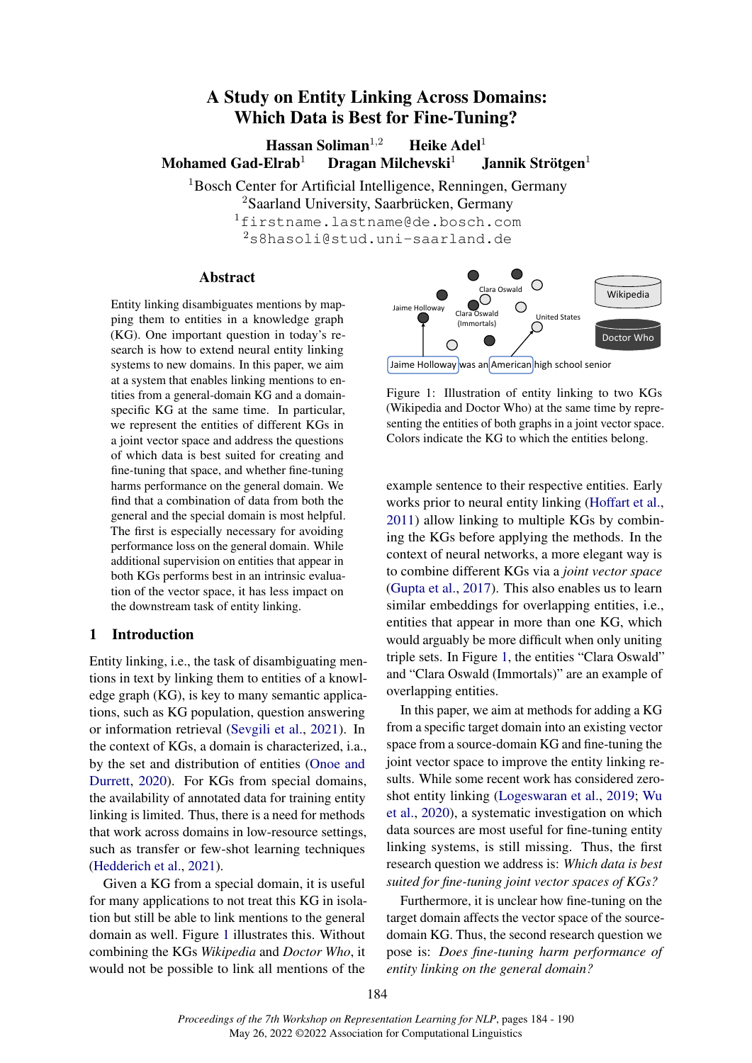# A Study on Entity Linking Across Domains: Which Data is Best for Fine-Tuning?

**Hassan Soliman**[1,2] **Heike Adel**[1]
**Mohamed Gad-Elrab**[1] **Dragan Milchevski**[1] **Jannik Strötgen**[1]

[1]Bosch Center for Artificial Intelligence, Renningen, Germany
[2]Saarland University, Saarbrücken, Germany
[1]firstname.lastname@de.bosch.com
[2]s8hasoli@stud.uni-saarland.de

## Abstract

Entity linking disambiguates mentions by mapping them to entities in a knowledge graph (KG). One important question in today's research is how to extend neural entity linking systems to new domains. In this paper, we aim at a system that enables linking mentions to entities from a general-domain KG and a domain-specific KG at the same time. In particular, we represent the entities of different KGs in a joint vector space and address the questions of which data is best suited for creating and fine-tuning that space, and whether fine-tuning harms performance on the general domain. We find that a combination of data from both the general and the special domain is most helpful. The first is especially necessary for avoiding performance loss on the general domain. While additional supervision on entities that appear in both KGs performs best in an intrinsic evaluation of the vector space, it has less impact on the downstream task of entity linking.

## 1 Introduction

Entity linking, i.e., the task of disambiguating mentions in text by linking them to entities of a knowledge graph (KG), is key to many semantic applications, such as KG population, question answering or information retrieval (Sevgili et al., 2021). In the context of KGs, a domain is characterized, i.a., by the set and distribution of entities (Onoe and Durrett, 2020). For KGs from special domains, the availability of annotated data for training entity linking is limited. Thus, there is a need for methods that work across domains in low-resource settings, such as transfer or few-shot learning techniques (Hedderich et al., 2021).

Given a KG from a special domain, it is useful for many applications to not treat this KG in isolation but still be able to link mentions to the general domain as well. Figure 1 illustrates this. Without combining the KGs *Wikipedia* and *Doctor Who*, it would not be possible to link all mentions of the example sentence to their respective entities. Early works prior to neural entity linking (Hoffart et al., 2011) allow linking to multiple KGs by combining the KGs before applying the methods. In the context of neural networks, a more elegant way is to combine different KGs via a *joint vector space* (Gupta et al., 2017). This also enables us to learn similar embeddings for overlapping entities, i.e., entities that appear in more than one KG, which would arguably be more difficult when only uniting triple sets. In Figure 1, the entities "Clara Oswald" and "Clara Oswald (Immortals)" are an example of overlapping entities.

Figure 1: Illustration of entity linking to two KGs (Wikipedia and Doctor Who) at the same time by representing the entities of both graphs in a joint vector space. Colors indicate the KG to which the entities belong.

In this paper, we aim at methods for adding a KG from a specific target domain into an existing vector space from a source-domain KG and fine-tuning the joint vector space to improve the entity linking results. While some recent work has considered zero-shot entity linking (Logeswaran et al., 2019; Wu et al., 2020), a systematic investigation on which data sources are most useful for fine-tuning entity linking systems, is still missing. Thus, the first research question we address is: *Which data is best suited for fine-tuning joint vector spaces of KGs?*

Furthermore, it is unclear how fine-tuning on the target domain affects the vector space of the source-domain KG. Thus, the second research question we pose is: *Does fine-tuning harm performance of entity linking on the general domain?*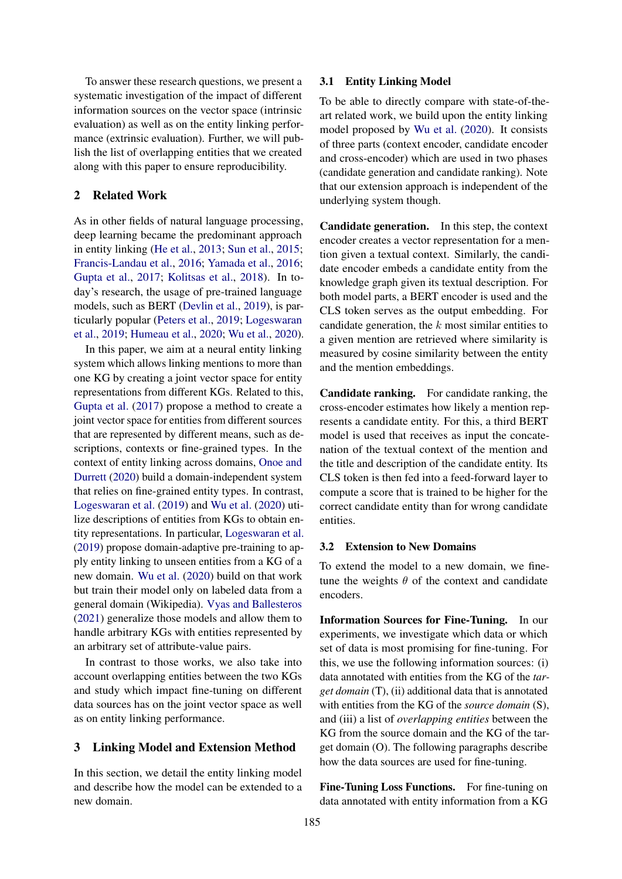To answer these research questions, we present a systematic investigation of the impact of different information sources on the vector space (intrinsic evaluation) as well as on the entity linking performance (extrinsic evaluation). Further, we will publish the list of overlapping entities that we created along with this paper to ensure reproducibility.

## 2 Related Work

As in other fields of natural language processing, deep learning became the predominant approach in entity linking (He et al., 2013; Sun et al., 2015; Francis-Landau et al., 2016; Yamada et al., 2016; Gupta et al., 2017; Kolitsas et al., 2018). In today's research, the usage of pre-trained language models, such as BERT (Devlin et al., 2019), is particularly popular (Peters et al., 2019; Logeswaran et al., 2019; Humeau et al., 2020; Wu et al., 2020).

In this paper, we aim at a neural entity linking system which allows linking mentions to more than one KG by creating a joint vector space for entity representations from different KGs. Related to this, Gupta et al. (2017) propose a method to create a joint vector space for entities from different sources that are represented by different means, such as descriptions, contexts or fine-grained types. In the context of entity linking across domains, Onoe and Durrett (2020) build a domain-independent system that relies on fine-grained entity types. In contrast, Logeswaran et al. (2019) and Wu et al. (2020) utilize descriptions of entities from KGs to obtain entity representations. In particular, Logeswaran et al. (2019) propose domain-adaptive pre-training to apply entity linking to unseen entities from a KG of a new domain. Wu et al. (2020) build on that work but train their model only on labeled data from a general domain (Wikipedia). Vyas and Ballesteros (2021) generalize those models and allow them to handle arbitrary KGs with entities represented by an arbitrary set of attribute-value pairs.

In contrast to those works, we also take into account overlapping entities between the two KGs and study which impact fine-tuning on different data sources has on the joint vector space as well as on entity linking performance.

## 3 Linking Model and Extension Method

In this section, we detail the entity linking model and describe how the model can be extended to a new domain.

### 3.1 Entity Linking Model

To be able to directly compare with state-of-the-art related work, we build upon the entity linking model proposed by Wu et al. (2020). It consists of three parts (context encoder, candidate encoder and cross-encoder) which are used in two phases (candidate generation and candidate ranking). Note that our extension approach is independent of the underlying system though.

**Candidate generation.** In this step, the context encoder creates a vector representation for a mention given a textual context. Similarly, the candidate encoder embeds a candidate entity from the knowledge graph given its textual description. For both model parts, a BERT encoder is used and the CLS token serves as the output embedding. For candidate generation, the $k$ most similar entities to a given mention are retrieved where similarity is measured by cosine similarity between the entity and the mention embeddings.

**Candidate ranking.** For candidate ranking, the cross-encoder estimates how likely a mention represents a candidate entity. For this, a third BERT model is used that receives as input the concatenation of the textual context of the mention and the title and description of the candidate entity. Its CLS token is then fed into a feed-forward layer to compute a score that is trained to be higher for the correct candidate entity than for wrong candidate entities.

### 3.2 Extension to New Domains

To extend the model to a new domain, we fine-tune the weights $\theta$ of the context and candidate encoders.

**Information Sources for Fine-Tuning.** In our experiments, we investigate which data or which set of data is most promising for fine-tuning. For this, we use the following information sources: (i) data annotated with entities from the KG of the *target domain* (T), (ii) additional data that is annotated with entities from the KG of the *source domain* (S), and (iii) a list of *overlapping entities* between the KG from the source domain and the KG of the target domain (O). The following paragraphs describe how the data sources are used for fine-tuning.

**Fine-Tuning Loss Functions.** For fine-tuning on data annotated with entity information from a KG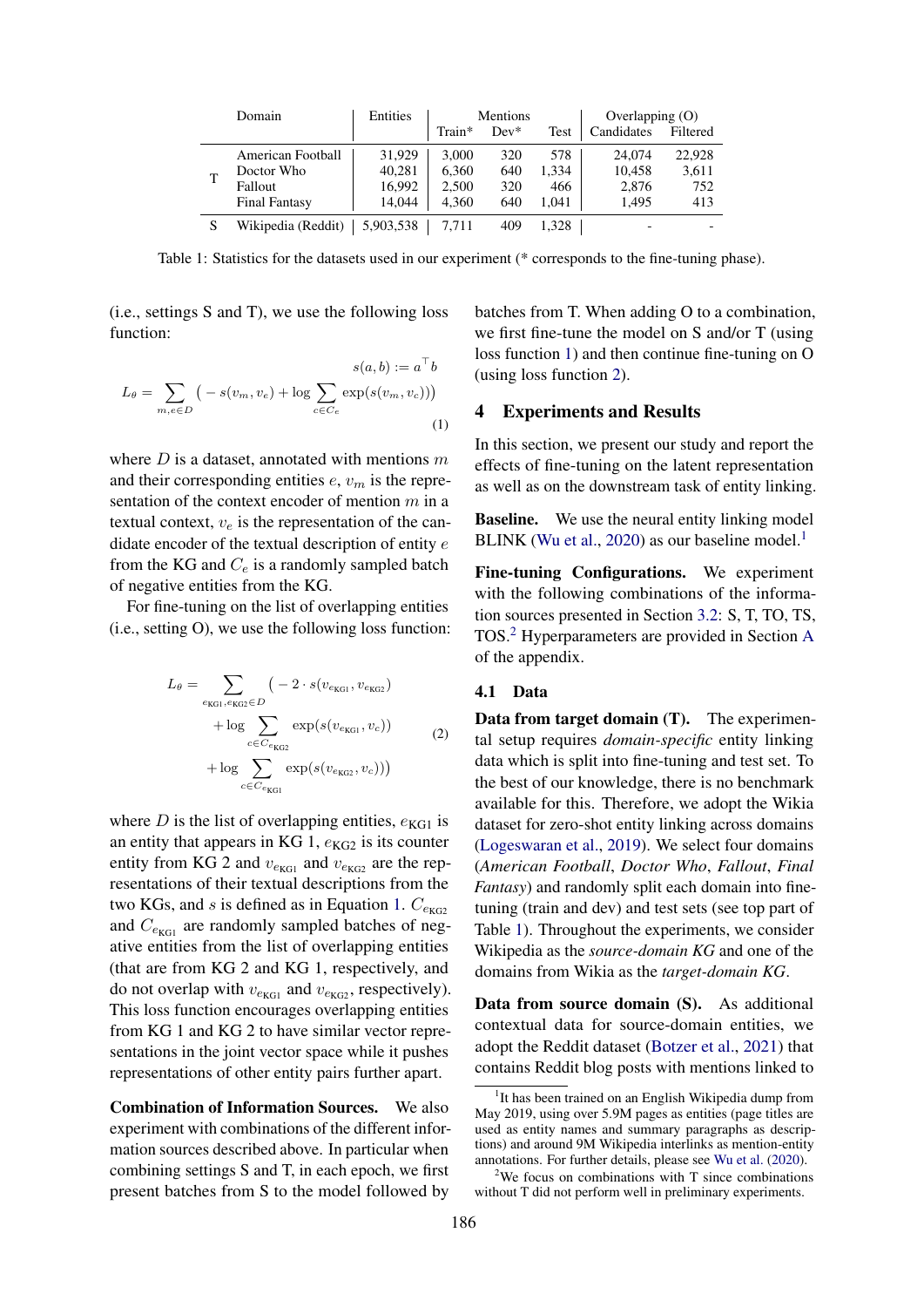| | Domain | Entities | Mentions | | | Overlapping (O) | |
|---|---|---|---|---|---|---|---|
| | | | Train* | Dev* | Test | Candidates | Filtered |
| T | American Football | 31,929 | 3,000 | 320 | 578 | 24,074 | 22,928 |
| T | Doctor Who | 40,281 | 6,360 | 640 | 1,334 | 10,458 | 3,611 |
| T | Fallout | 16,992 | 2,500 | 320 | 466 | 2,876 | 752 |
| T | Final Fantasy | 14,044 | 4,360 | 640 | 1,041 | 1,495 | 413 |
| S | Wikipedia (Reddit) | 5,903,538 | 7,711 | 409 | 1,328 | - | - |

Table 1: Statistics for the datasets used in our experiment (* corresponds to the fine-tuning phase).

(i.e., settings S and T), we use the following loss function:

$$s(a, b) := a^\top b$$

$$L_\theta = \sum_{m,e \in D} \left( -s(v_m, v_e) + \log \sum_{c \in C_e} \exp(s(v_m, v_c)) \right) \tag{1}$$

where $D$ is a dataset, annotated with mentions $m$ and their corresponding entities $e$, $v_m$ is the representation of the context encoder of mention $m$ in a textual context, $v_e$ is the representation of the candidate encoder of the textual description of entity $e$ from the KG and $C_e$ is a randomly sampled batch of negative entities from the KG.

For fine-tuning on the list of overlapping entities (i.e., setting O), we use the following loss function:

$$\begin{aligned} L_\theta = \sum_{e_{\text{KG1}}, e_{\text{KG2}} \in D} \Big( &-2 \cdot s(v_{e_{\text{KG1}}}, v_{e_{\text{KG2}}}) \\ &+ \log \sum_{c \in C_{e_{\text{KG2}}}} \exp(s(v_{e_{\text{KG1}}}, v_c)) \\ &+ \log \sum_{c \in C_{e_{\text{KG1}}}} \exp(s(v_{e_{\text{KG2}}}, v_c)) \Big) \end{aligned} \tag{2}$$

where $D$ is the list of overlapping entities, $e_{\text{KG1}}$ is an entity that appears in KG 1, $e_{\text{KG2}}$ is its counter entity from KG 2 and $v_{e_{\text{KG1}}}$ and $v_{e_{\text{KG2}}}$ are the representations of their textual descriptions from the two KGs, and $s$ is defined as in Equation 1. $C_{e_{\text{KG2}}}$ and $C_{e_{\text{KG1}}}$ are randomly sampled batches of negative entities from the list of overlapping entities (that are from KG 2 and KG 1, respectively, and do not overlap with $v_{e_{\text{KG1}}}$ and $v_{e_{\text{KG2}}}$, respectively). This loss function encourages overlapping entities from KG 1 and KG 2 to have similar vector representations in the joint vector space while it pushes representations of other entity pairs further apart.

**Combination of Information Sources.** We also experiment with combinations of the different information sources described above. In particular when combining settings S and T, in each epoch, we first present batches from S to the model followed by batches from T. When adding O to a combination, we first fine-tune the model on S and/or T (using loss function 1) and then continue fine-tuning on O (using loss function 2).

## 4 Experiments and Results

In this section, we present our study and report the effects of fine-tuning on the latent representation as well as on the downstream task of entity linking.

**Baseline.** We use the neural entity linking model BLINK (Wu et al., 2020) as our baseline model.[1]

**Fine-tuning Configurations.** We experiment with the following combinations of the information sources presented in Section 3.2: S, T, TO, TS, TOS.[2] Hyperparameters are provided in Section A of the appendix.

### 4.1 Data

**Data from target domain (T).** The experimental setup requires *domain-specific* entity linking data which is split into fine-tuning and test set. To the best of our knowledge, there is no benchmark available for this. Therefore, we adopt the Wikia dataset for zero-shot entity linking across domains (Logeswaran et al., 2019). We select four domains (*American Football*, *Doctor Who*, *Fallout*, *Final Fantasy*) and randomly split each domain into fine-tuning (train and dev) and test sets (see top part of Table 1). Throughout the experiments, we consider Wikipedia as the *source-domain KG* and one of the domains from Wikia as the *target-domain KG*.

**Data from source domain (S).** As additional contextual data for source-domain entities, we adopt the Reddit dataset (Botzer et al., 2021) that contains Reddit blog posts with mentions linked to

[1] It has been trained on an English Wikipedia dump from May 2019, using over 5.9M pages as entities (page titles are used as entity names and summary paragraphs as descriptions) and around 9M Wikipedia interlinks as mention-entity annotations. For further details, please see Wu et al. (2020).

[2] We focus on combinations with T since combinations without T did not perform well in preliminary experiments.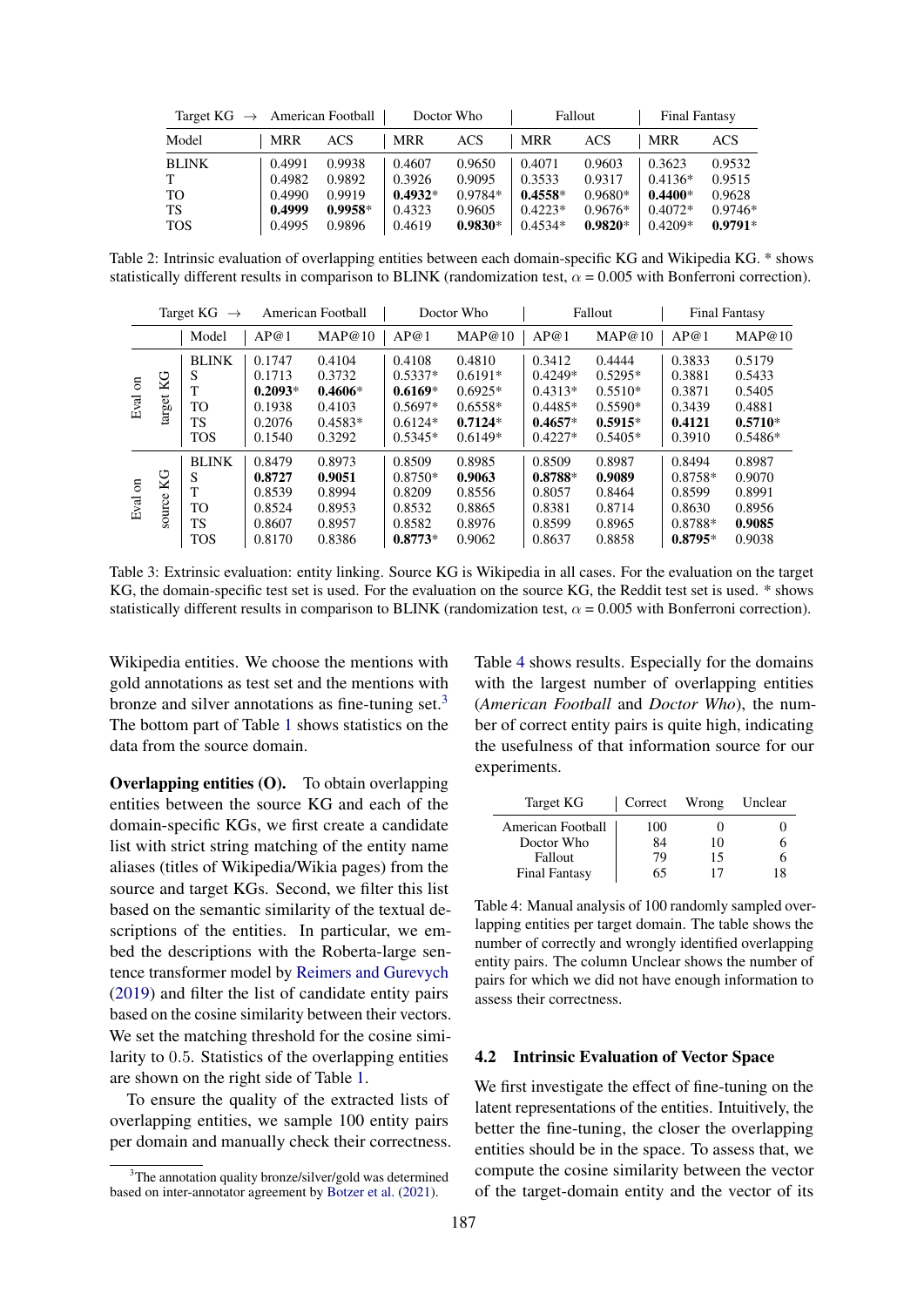| Target KG → | American Football | | Doctor Who | | Fallout | | Final Fantasy | |
|---|---|---|---|---|---|---|---|---|
| Model | MRR | ACS | MRR | ACS | MRR | ACS | MRR | ACS |
| BLINK | 0.4991 | 0.9938 | 0.4607 | 0.9650 | 0.4071 | 0.9603 | 0.3623 | 0.9532 |
| T | 0.4982 | 0.9892 | 0.3926 | 0.9095 | 0.3533 | 0.9317 | 0.4136* | 0.9515 |
| TO | 0.4990 | 0.9919 | **0.4932*** | 0.9784* | **0.4558*** | 0.9680* | **0.4400*** | 0.9628 |
| TS | **0.4999** | **0.9958*** | 0.4323 | 0.9605 | 0.4223* | 0.9676* | 0.4072* | 0.9746* |
| TOS | 0.4995 | 0.9896 | 0.4619 | **0.9830*** | 0.4534* | **0.9820*** | 0.4209* | **0.9791*** |

Table 2: Intrinsic evaluation of overlapping entities between each domain-specific KG and Wikipedia KG. * shows statistically different results in comparison to BLINK (randomization test, $\alpha$ = 0.005 with Bonferroni correction).

| | Target KG → | American Football | | Doctor Who | | Fallout | | Final Fantasy | |
|---|---|---|---|---|---|---|---|---|---|
| | Model | AP@1 | MAP@10 | AP@1 | MAP@10 | AP@1 | MAP@10 | AP@1 | MAP@10 |
| Eval on target KG | BLINK | 0.1747 | 0.4104 | 0.4108 | 0.4810 | 0.3412 | 0.4444 | 0.3833 | 0.5179 |
| | S | 0.1713 | 0.3732 | 0.5337* | 0.6191* | 0.4249* | 0.5295* | 0.3881 | 0.5433 |
| | T | **0.2093*** | **0.4606*** | **0.6169*** | 0.6925* | 0.4313* | 0.5510* | 0.3871 | 0.5405 |
| | TO | 0.1938 | 0.4103 | 0.5697* | 0.6558* | 0.4485* | 0.5590* | 0.3439 | 0.4881 |
| | TS | 0.2076 | 0.4583* | 0.6124* | **0.7124*** | **0.4657*** | **0.5915*** | **0.4121** | **0.5710*** |
| | TOS | 0.1540 | 0.3292 | 0.5345* | 0.6149* | 0.4227* | 0.5405* | 0.3910 | 0.5486* |
| Eval on source KG | BLINK | 0.8479 | 0.8973 | 0.8509 | 0.8985 | 0.8509 | 0.8987 | 0.8494 | 0.8987 |
| | S | **0.8727** | **0.9051** | 0.8750* | **0.9063** | **0.8788*** | **0.9089** | 0.8758* | 0.9070 |
| | T | 0.8539 | 0.8994 | 0.8209 | 0.8556 | 0.8057 | 0.8464 | 0.8599 | 0.8991 |
| | TO | 0.8524 | 0.8953 | 0.8532 | 0.8865 | 0.8381 | 0.8714 | 0.8630 | 0.8956 |
| | TS | 0.8607 | 0.8957 | 0.8582 | 0.8976 | 0.8599 | 0.8965 | 0.8788* | **0.9085** |
| | TOS | 0.8170 | 0.8386 | **0.8773*** | 0.9062 | 0.8637 | 0.8858 | **0.8795*** | 0.9038 |

Table 3: Extrinsic evaluation: entity linking. Source KG is Wikipedia in all cases. For the evaluation on the target KG, the domain-specific test set is used. For the evaluation on the source KG, the Reddit test set is used. * shows statistically different results in comparison to BLINK (randomization test, $\alpha$ = 0.005 with Bonferroni correction).

Wikipedia entities. We choose the mentions with gold annotations as test set and the mentions with bronze and silver annotations as fine-tuning set.[3] The bottom part of Table 1 shows statistics on the data from the source domain.

**Overlapping entities (O).** To obtain overlapping entities between the source KG and each of the domain-specific KGs, we first create a candidate list with strict string matching of the entity name aliases (titles of Wikipedia/Wikia pages) from the source and target KGs. Second, we filter this list based on the semantic similarity of the textual descriptions of the entities. In particular, we embed the descriptions with the Roberta-large sentence transformer model by Reimers and Gurevych (2019) and filter the list of candidate entity pairs based on the cosine similarity between their vectors. We set the matching threshold for the cosine similarity to 0.5. Statistics of the overlapping entities are shown on the right side of Table 1.

To ensure the quality of the extracted lists of overlapping entities, we sample 100 entity pairs per domain and manually check their correctness.

[3]The annotation quality bronze/silver/gold was determined based on inter-annotator agreement by Botzer et al. (2021).

Table 4 shows results. Especially for the domains with the largest number of overlapping entities (*American Football* and *Doctor Who*), the number of correct entity pairs is quite high, indicating the usefulness of that information source for our experiments.

| Target KG | Correct | Wrong | Unclear |
|---|---|---|---|
| American Football | 100 | 0 | 0 |
| Doctor Who | 84 | 10 | 6 |
| Fallout | 79 | 15 | 6 |
| Final Fantasy | 65 | 17 | 18 |

Table 4: Manual analysis of 100 randomly sampled overlapping entities per target domain. The table shows the number of correctly and wrongly identified overlapping entity pairs. The column Unclear shows the number of pairs for which we did not have enough information to assess their correctness.

## 4.2 Intrinsic Evaluation of Vector Space

We first investigate the effect of fine-tuning on the latent representations of the entities. Intuitively, the better the fine-tuning, the closer the overlapping entities should be in the space. To assess that, we compute the cosine similarity between the vector of the target-domain entity and the vector of its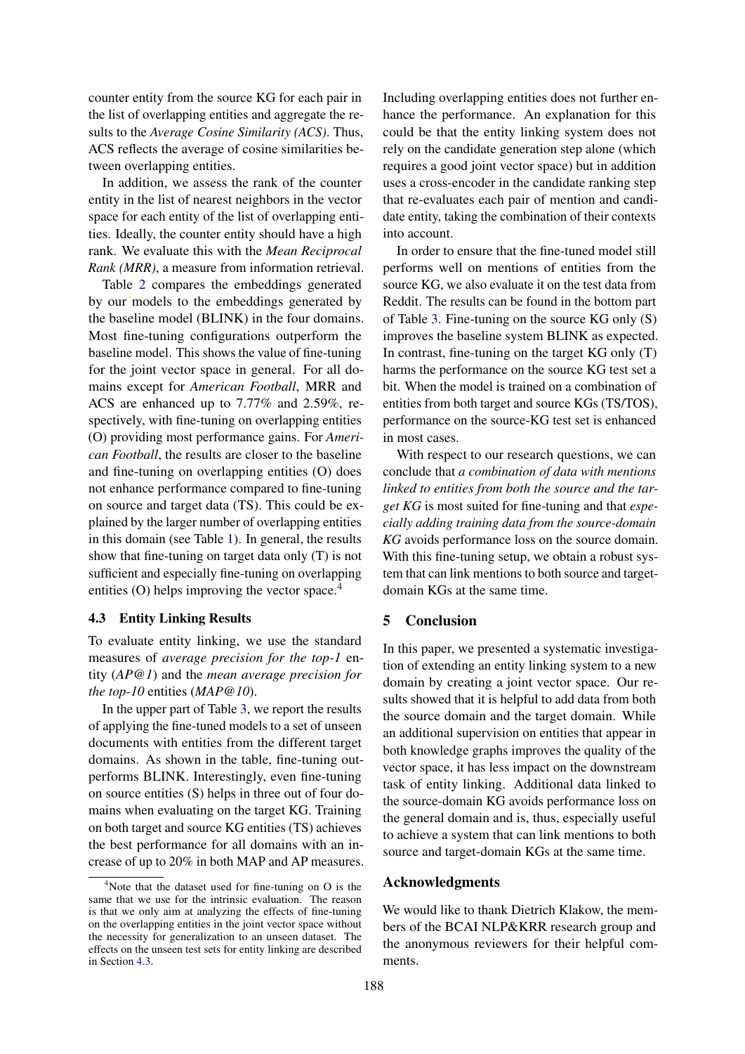counter entity from the source KG for each pair in the list of overlapping entities and aggregate the results to the *Average Cosine Similarity (ACS)*. Thus, ACS reflects the average of cosine similarities between overlapping entities.

In addition, we assess the rank of the counter entity in the list of nearest neighbors in the vector space for each entity of the list of overlapping entities. Ideally, the counter entity should have a high rank. We evaluate this with the *Mean Reciprocal Rank (MRR)*, a measure from information retrieval.

Table 2 compares the embeddings generated by our models to the embeddings generated by the baseline model (BLINK) in the four domains. Most fine-tuning configurations outperform the baseline model. This shows the value of fine-tuning for the joint vector space in general. For all domains except for *American Football*, MRR and ACS are enhanced up to 7.77% and 2.59%, respectively, with fine-tuning on overlapping entities (O) providing most performance gains. For *American Football*, the results are closer to the baseline and fine-tuning on overlapping entities (O) does not enhance performance compared to fine-tuning on source and target data (TS). This could be explained by the larger number of overlapping entities in this domain (see Table 1). In general, the results show that fine-tuning on target data only (T) is not sufficient and especially fine-tuning on overlapping entities (O) helps improving the vector space.[4]

### 4.3 Entity Linking Results

To evaluate entity linking, we use the standard measures of *average precision for the top-1* entity (*AP@1*) and the *mean average precision for the top-10* entities (*MAP@10*).

In the upper part of Table 3, we report the results of applying the fine-tuned models to a set of unseen documents with entities from the different target domains. As shown in the table, fine-tuning outperforms BLINK. Interestingly, even fine-tuning on source entities (S) helps in three out of four domains when evaluating on the target KG. Training on both target and source KG entities (TS) achieves the best performance for all domains with an increase of up to 20% in both MAP and AP measures. Including overlapping entities does not further enhance the performance. An explanation for this could be that the entity linking system does not rely on the candidate generation step alone (which requires a good joint vector space) but in addition uses a cross-encoder in the candidate ranking step that re-evaluates each pair of mention and candidate entity, taking the combination of their contexts into account.

In order to ensure that the fine-tuned model still performs well on mentions of entities from the source KG, we also evaluate it on the test data from Reddit. The results can be found in the bottom part of Table 3. Fine-tuning on the source KG only (S) improves the baseline system BLINK as expected. In contrast, fine-tuning on the target KG only (T) harms the performance on the source KG test set a bit. When the model is trained on a combination of entities from both target and source KGs (TS/TOS), performance on the source-KG test set is enhanced in most cases.

With respect to our research questions, we can conclude that *a combination of data with mentions linked to entities from both the source and the target KG* is most suited for fine-tuning and that *especially adding training data from the source-domain KG* avoids performance loss on the source domain. With this fine-tuning setup, we obtain a robust system that can link mentions to both source and target-domain KGs at the same time.

## 5 Conclusion

In this paper, we presented a systematic investigation of extending an entity linking system to a new domain by creating a joint vector space. Our results showed that it is helpful to add data from both the source domain and the target domain. While an additional supervision on entities that appear in both knowledge graphs improves the quality of the vector space, it has less impact on the downstream task of entity linking. Additional data linked to the source-domain KG avoids performance loss on the general domain and is, thus, especially useful to achieve a system that can link mentions to both source and target-domain KGs at the same time.

## Acknowledgments

We would like to thank Dietrich Klakow, the members of the BCAI NLP&KRR research group and the anonymous reviewers for their helpful comments.

[4] Note that the dataset used for fine-tuning on O is the same that we use for the intrinsic evaluation. The reason is that we only aim at analyzing the effects of fine-tuning on the overlapping entities in the joint vector space without the necessity for generalization to an unseen dataset. The effects on the unseen test sets for entity linking are described in Section 4.3.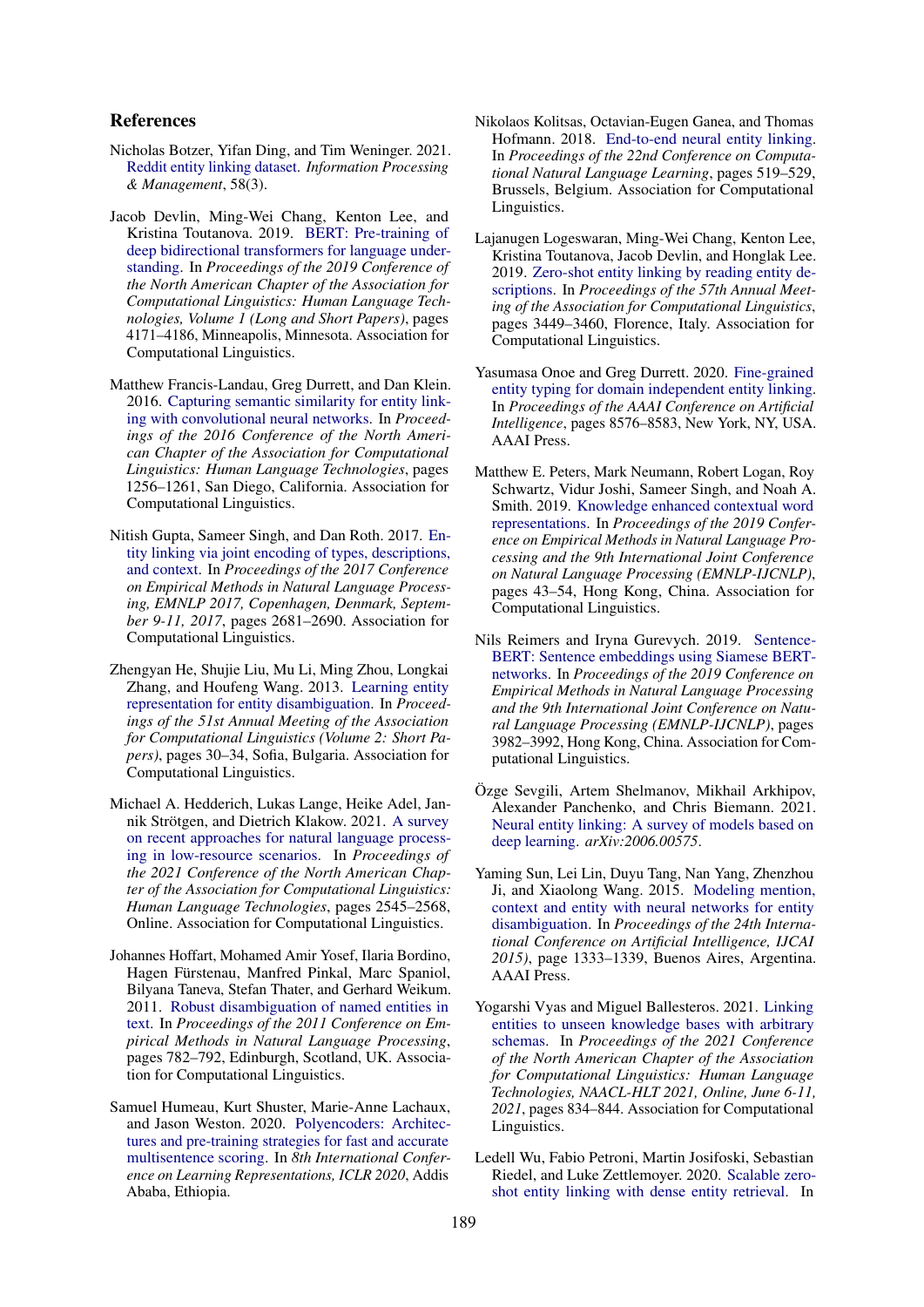## References

Nicholas Botzer, Yifan Ding, and Tim Weninger. 2021. Reddit entity linking dataset. *Information Processing & Management*, 58(3).

Jacob Devlin, Ming-Wei Chang, Kenton Lee, and Kristina Toutanova. 2019. BERT: Pre-training of deep bidirectional transformers for language understanding. In *Proceedings of the 2019 Conference of the North American Chapter of the Association for Computational Linguistics: Human Language Technologies, Volume 1 (Long and Short Papers)*, pages 4171–4186, Minneapolis, Minnesota. Association for Computational Linguistics.

Matthew Francis-Landau, Greg Durrett, and Dan Klein. 2016. Capturing semantic similarity for entity linking with convolutional neural networks. In *Proceedings of the 2016 Conference of the North American Chapter of the Association for Computational Linguistics: Human Language Technologies*, pages 1256–1261, San Diego, California. Association for Computational Linguistics.

Nitish Gupta, Sameer Singh, and Dan Roth. 2017. Entity linking via joint encoding of types, descriptions, and context. In *Proceedings of the 2017 Conference on Empirical Methods in Natural Language Processing, EMNLP 2017, Copenhagen, Denmark, September 9-11, 2017*, pages 2681–2690. Association for Computational Linguistics.

Zhengyan He, Shujie Liu, Mu Li, Ming Zhou, Longkai Zhang, and Houfeng Wang. 2013. Learning entity representation for entity disambiguation. In *Proceedings of the 51st Annual Meeting of the Association for Computational Linguistics (Volume 2: Short Papers)*, pages 30–34, Sofia, Bulgaria. Association for Computational Linguistics.

Michael A. Hedderich, Lukas Lange, Heike Adel, Jannik Strötgen, and Dietrich Klakow. 2021. A survey on recent approaches for natural language processing in low-resource scenarios. In *Proceedings of the 2021 Conference of the North American Chapter of the Association for Computational Linguistics: Human Language Technologies*, pages 2545–2568, Online. Association for Computational Linguistics.

Johannes Hoffart, Mohamed Amir Yosef, Ilaria Bordino, Hagen Fürstenau, Manfred Pinkal, Marc Spaniol, Bilyana Taneva, Stefan Thater, and Gerhard Weikum. 2011. Robust disambiguation of named entities in text. In *Proceedings of the 2011 Conference on Empirical Methods in Natural Language Processing*, pages 782–792, Edinburgh, Scotland, UK. Association for Computational Linguistics.

Samuel Humeau, Kurt Shuster, Marie-Anne Lachaux, and Jason Weston. 2020. Polyencoders: Architectures and pre-training strategies for fast and accurate multisentence scoring. In *8th International Conference on Learning Representations, ICLR 2020*, Addis Ababa, Ethiopia.

Nikolaos Kolitsas, Octavian-Eugen Ganea, and Thomas Hofmann. 2018. End-to-end neural entity linking. In *Proceedings of the 22nd Conference on Computational Natural Language Learning*, pages 519–529, Brussels, Belgium. Association for Computational Linguistics.

Lajanugen Logeswaran, Ming-Wei Chang, Kenton Lee, Kristina Toutanova, Jacob Devlin, and Honglak Lee. 2019. Zero-shot entity linking by reading entity descriptions. In *Proceedings of the 57th Annual Meeting of the Association for Computational Linguistics*, pages 3449–3460, Florence, Italy. Association for Computational Linguistics.

Yasumasa Onoe and Greg Durrett. 2020. Fine-grained entity typing for domain independent entity linking. In *Proceedings of the AAAI Conference on Artificial Intelligence*, pages 8576–8583, New York, NY, USA. AAAI Press.

Matthew E. Peters, Mark Neumann, Robert Logan, Roy Schwartz, Vidur Joshi, Sameer Singh, and Noah A. Smith. 2019. Knowledge enhanced contextual word representations. In *Proceedings of the 2019 Conference on Empirical Methods in Natural Language Processing and the 9th International Joint Conference on Natural Language Processing (EMNLP-IJCNLP)*, pages 43–54, Hong Kong, China. Association for Computational Linguistics.

Nils Reimers and Iryna Gurevych. 2019. Sentence-BERT: Sentence embeddings using Siamese BERT-networks. In *Proceedings of the 2019 Conference on Empirical Methods in Natural Language Processing and the 9th International Joint Conference on Natural Language Processing (EMNLP-IJCNLP)*, pages 3982–3992, Hong Kong, China. Association for Computational Linguistics.

Özge Sevgili, Artem Shelmanov, Mikhail Arkhipov, Alexander Panchenko, and Chris Biemann. 2021. Neural entity linking: A survey of models based on deep learning. *arXiv:2006.00575*.

Yaming Sun, Lei Lin, Duyu Tang, Nan Yang, Zhenzhou Ji, and Xiaolong Wang. 2015. Modeling mention, context and entity with neural networks for entity disambiguation. In *Proceedings of the 24th International Conference on Artificial Intelligence, IJCAI 2015)*, page 1333–1339, Buenos Aires, Argentina. AAAI Press.

Yogarshi Vyas and Miguel Ballesteros. 2021. Linking entities to unseen knowledge bases with arbitrary schemas. In *Proceedings of the 2021 Conference of the North American Chapter of the Association for Computational Linguistics: Human Language Technologies, NAACL-HLT 2021, Online, June 6-11, 2021*, pages 834–844. Association for Computational Linguistics.

Ledell Wu, Fabio Petroni, Martin Josifoski, Sebastian Riedel, and Luke Zettlemoyer. 2020. Scalable zero-shot entity linking with dense entity retrieval. In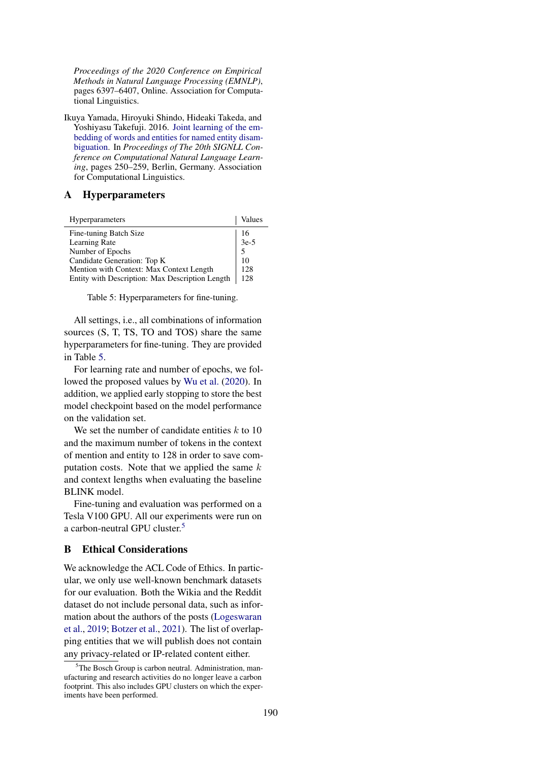*Proceedings of the 2020 Conference on Empirical Methods in Natural Language Processing (EMNLP)*, pages 6397–6407, Online. Association for Computational Linguistics.

Ikuya Yamada, Hiroyuki Shindo, Hideaki Takeda, and Yoshiyasu Takefuji. 2016. Joint learning of the embedding of words and entities for named entity disambiguation. In *Proceedings of The 20th SIGNLL Conference on Computational Natural Language Learning*, pages 250–259, Berlin, Germany. Association for Computational Linguistics.

## A Hyperparameters

| Hyperparameters | Values |
|---|---|
| Fine-tuning Batch Size | 16 |
| Learning Rate | 3e-5 |
| Number of Epochs | 5 |
| Candidate Generation: Top K | 10 |
| Mention with Context: Max Context Length | 128 |
| Entity with Description: Max Description Length | 128 |

Table 5: Hyperparameters for fine-tuning.

All settings, i.e., all combinations of information sources (S, T, TS, TO and TOS) share the same hyperparameters for fine-tuning. They are provided in Table 5.

For learning rate and number of epochs, we followed the proposed values by Wu et al. (2020). In addition, we applied early stopping to store the best model checkpoint based on the model performance on the validation set.

We set the number of candidate entities $k$ to 10 and the maximum number of tokens in the context of mention and entity to 128 in order to save computation costs. Note that we applied the same $k$ and context lengths when evaluating the baseline BLINK model.

Fine-tuning and evaluation was performed on a Tesla V100 GPU. All our experiments were run on a carbon-neutral GPU cluster.[5]

## B Ethical Considerations

We acknowledge the ACL Code of Ethics. In particular, we only use well-known benchmark datasets for our evaluation. Both the Wikia and the Reddit dataset do not include personal data, such as information about the authors of the posts (Logeswaran et al., 2019; Botzer et al., 2021). The list of overlapping entities that we will publish does not contain any privacy-related or IP-related content either.

[5]The Bosch Group is carbon neutral. Administration, manufacturing and research activities do no longer leave a carbon footprint. This also includes GPU clusters on which the experiments have been performed.